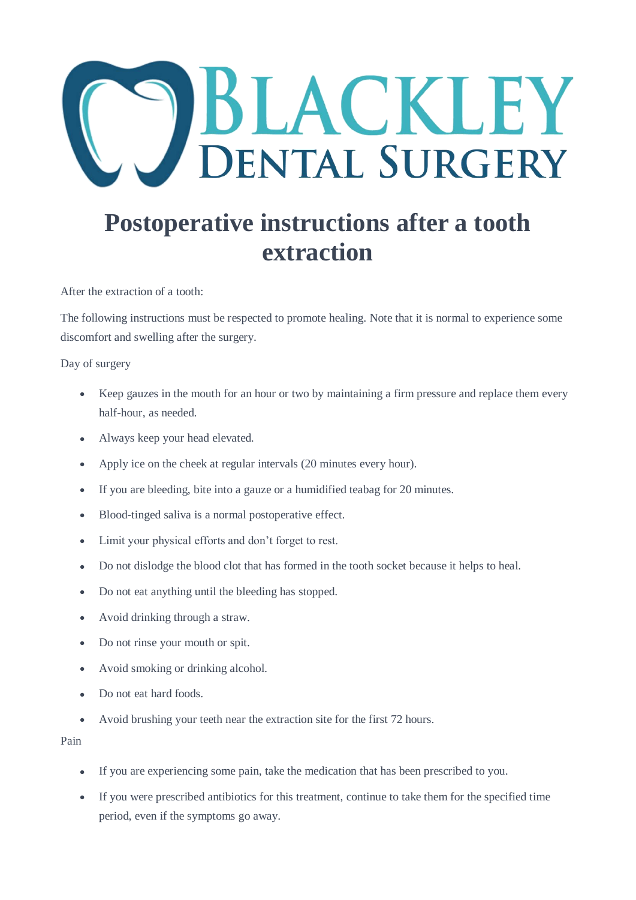# Blackley Dental Surgery

# Postoperative instructions after a tooth extraction

After the extraction of a tooth:

The following instructions must be respected to promote healing. Note that it is normal to experience some discomfort and swelling after the surgery.

Day of surgery

- Keep gauzes in the mouth for an hour or two by maintaining a firm pressure and replace them every half-hour, as needed.
- Always keep your head elevated.
- Apply ice on the cheek at regular intervals (20 minutes every hour).
- If you are bleeding, bite into a gauze or a humidified teabag for 20 minutes.
- Blood-tinged saliva is a normal postoperative effect.
- Limit your physical efforts and don't forget to rest.
- Do not dislodge the blood clot that has formed in the tooth socket because it helps to heal.
- Do not eat anything until the bleeding has stopped.
- Avoid drinking through a straw.
- Do not rinse your mouth or spit.
- Avoid smoking or drinking alcohol.
- Do not eat hard foods.
- Avoid brushing your teeth near the extraction site for the first 72 hours.

Pain

- If you are experiencing some pain, take the medication that has been prescribed to you.
- If you were prescribed antibiotics for this treatment, continue to take them for the specified time period, even if the symptoms go away.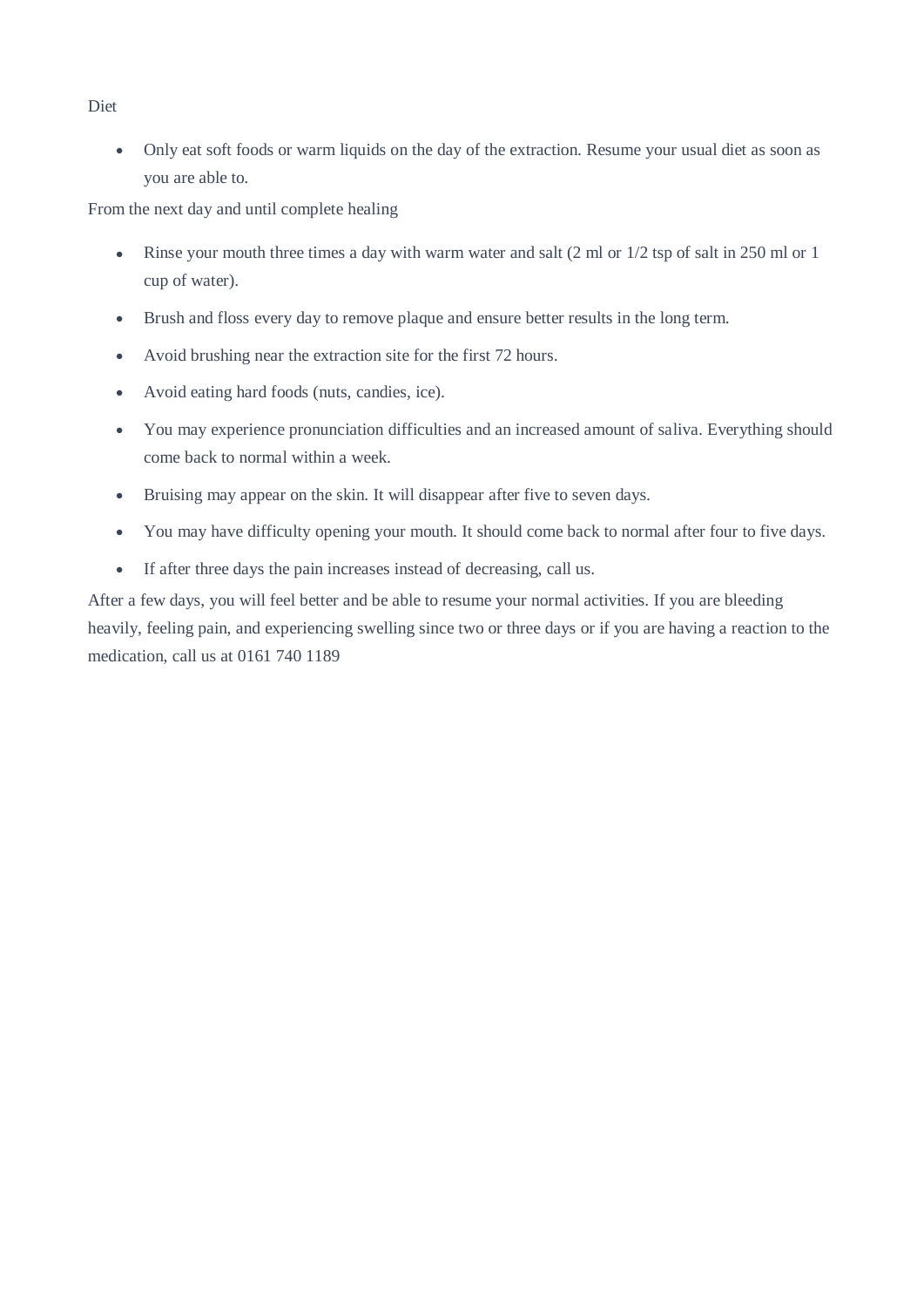Diet

- Only eat soft foods or warm liquids on the day of the extraction. Resume your usual diet as soon as you are able to.

From the next day and until complete healing

- Rinse your mouth three times a day with warm water and salt (2 ml or 1/2 tsp of salt in 250 ml or 1 cup of water).
- Brush and floss every day to remove plaque and ensure better results in the long term.
- Avoid brushing near the extraction site for the first 72 hours.
- Avoid eating hard foods (nuts, candies, ice).
- You may experience pronunciation difficulties and an increased amount of saliva. Everything should come back to normal within a week.
- Bruising may appear on the skin. It will disappear after five to seven days.
- You may have difficulty opening your mouth. It should come back to normal after four to five days.
- If after three days the pain increases instead of decreasing, call us.

After a few days, you will feel better and be able to resume your normal activities. If you are bleeding heavily, feeling pain, and experiencing swelling since two or three days or if you are having a reaction to the medication, call us at 0161 740 1189